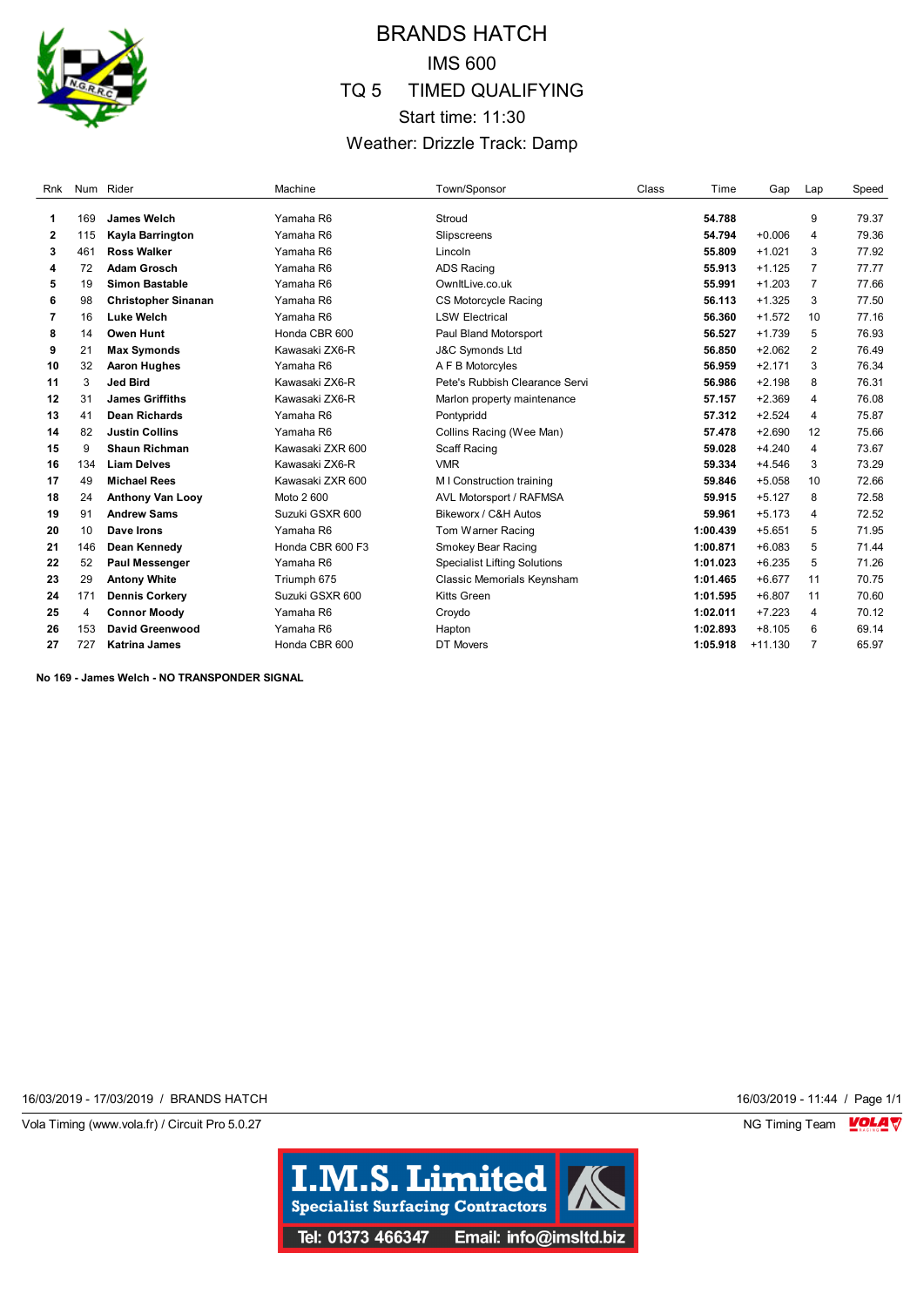# BRANDS HATCH

## IMS 600

## TQ 5 TIMED QUALIFYING

Start time: 11:30

Weather: Drizzle Track: Damp

| Rnk | Num | Rider | Machine | Town/Sponsor | Class | Time | Gap | Lap | Speed |
|---|---|---|---|---|---|---|---|---|---|
| 1 | 169 | **James Welch** | Yamaha R6 | Stroud | | **54.788** | | 9 | 79.37 |
| 2 | 115 | **Kayla Barrington** | Yamaha R6 | Slipscreens | | **54.794** | +0.006 | 4 | 79.36 |
| 3 | 461 | **Ross Walker** | Yamaha R6 | Lincoln | | **55.809** | +1.021 | 3 | 77.92 |
| 4 | 72 | **Adam Grosch** | Yamaha R6 | ADS Racing | | **55.913** | +1.125 | 7 | 77.77 |
| 5 | 19 | **Simon Bastable** | Yamaha R6 | OwnItLive.co.uk | | **55.991** | +1.203 | 7 | 77.66 |
| 6 | 98 | **Christopher Sinanan** | Yamaha R6 | CS Motorcycle Racing | | **56.113** | +1.325 | 3 | 77.50 |
| 7 | 16 | **Luke Welch** | Yamaha R6 | LSW Electrical | | **56.360** | +1.572 | 10 | 77.16 |
| 8 | 14 | **Owen Hunt** | Honda CBR 600 | Paul Bland Motorsport | | **56.527** | +1.739 | 5 | 76.93 |
| 9 | 21 | **Max Symonds** | Kawasaki ZX6-R | J&C Symonds Ltd | | **56.850** | +2.062 | 2 | 76.49 |
| 10 | 32 | **Aaron Hughes** | Yamaha R6 | A F B Motorcyles | | **56.959** | +2.171 | 3 | 76.34 |
| 11 | 3 | **Jed Bird** | Kawasaki ZX6-R | Pete's Rubbish Clearance Servi | | **56.986** | +2.198 | 8 | 76.31 |
| 12 | 31 | **James Griffiths** | Kawasaki ZX6-R | Marlon property maintenance | | **57.157** | +2.369 | 4 | 76.08 |
| 13 | 41 | **Dean Richards** | Yamaha R6 | Pontypridd | | **57.312** | +2.524 | 4 | 75.87 |
| 14 | 82 | **Justin Collins** | Yamaha R6 | Collins Racing (Wee Man) | | **57.478** | +2.690 | 12 | 75.66 |
| 15 | 9 | **Shaun Richman** | Kawasaki ZXR 600 | Scaff Racing | | **59.028** | +4.240 | 4 | 73.67 |
| 16 | 134 | **Liam Delves** | Kawasaki ZX6-R | VMR | | **59.334** | +4.546 | 3 | 73.29 |
| 17 | 49 | **Michael Rees** | Kawasaki ZXR 600 | M I Construction training | | **59.846** | +5.058 | 10 | 72.66 |
| 18 | 24 | **Anthony Van Looy** | Moto 2 600 | AVL Motorsport / RAFMSA | | **59.915** | +5.127 | 8 | 72.58 |
| 19 | 91 | **Andrew Sams** | Suzuki GSXR 600 | Bikeworx / C&H Autos | | **59.961** | +5.173 | 4 | 72.52 |
| 20 | 10 | **Dave Irons** | Yamaha R6 | Tom Warner Racing | | **1:00.439** | +5.651 | 5 | 71.95 |
| 21 | 146 | **Dean Kennedy** | Honda CBR 600 F3 | Smokey Bear Racing | | **1:00.871** | +6.083 | 5 | 71.44 |
| 22 | 52 | **Paul Messenger** | Yamaha R6 | Specialist Lifting Solutions | | **1:01.023** | +6.235 | 5 | 71.26 |
| 23 | 29 | **Antony White** | Triumph 675 | Classic Memorials Keynsham | | **1:01.465** | +6.677 | 11 | 70.75 |
| 24 | 171 | **Dennis Corkery** | Suzuki GSXR 600 | Kitts Green | | **1:01.595** | +6.807 | 11 | 70.60 |
| 25 | 4 | **Connor Moody** | Yamaha R6 | Croydo | | **1:02.011** | +7.223 | 4 | 70.12 |
| 26 | 153 | **David Greenwood** | Yamaha R6 | Hapton | | **1:02.893** | +8.105 | 6 | 69.14 |
| 27 | 727 | **Katrina James** | Honda CBR 600 | DT Movers | | **1:05.918** | +11.130 | 7 | 65.97 |

**No 169 - James Welch - NO TRANSPONDER SIGNAL**

16/03/2019 - 17/03/2019 / BRANDS HATCH

16/03/2019 - 11:44

Vola Timing (www.vola.fr) / Circuit Pro 5.0.27

NG Timing Team

I.M.S. Limited
Specialist Surfacing Contractors
Tel: 01373 466347 Email: info@imsltd.biz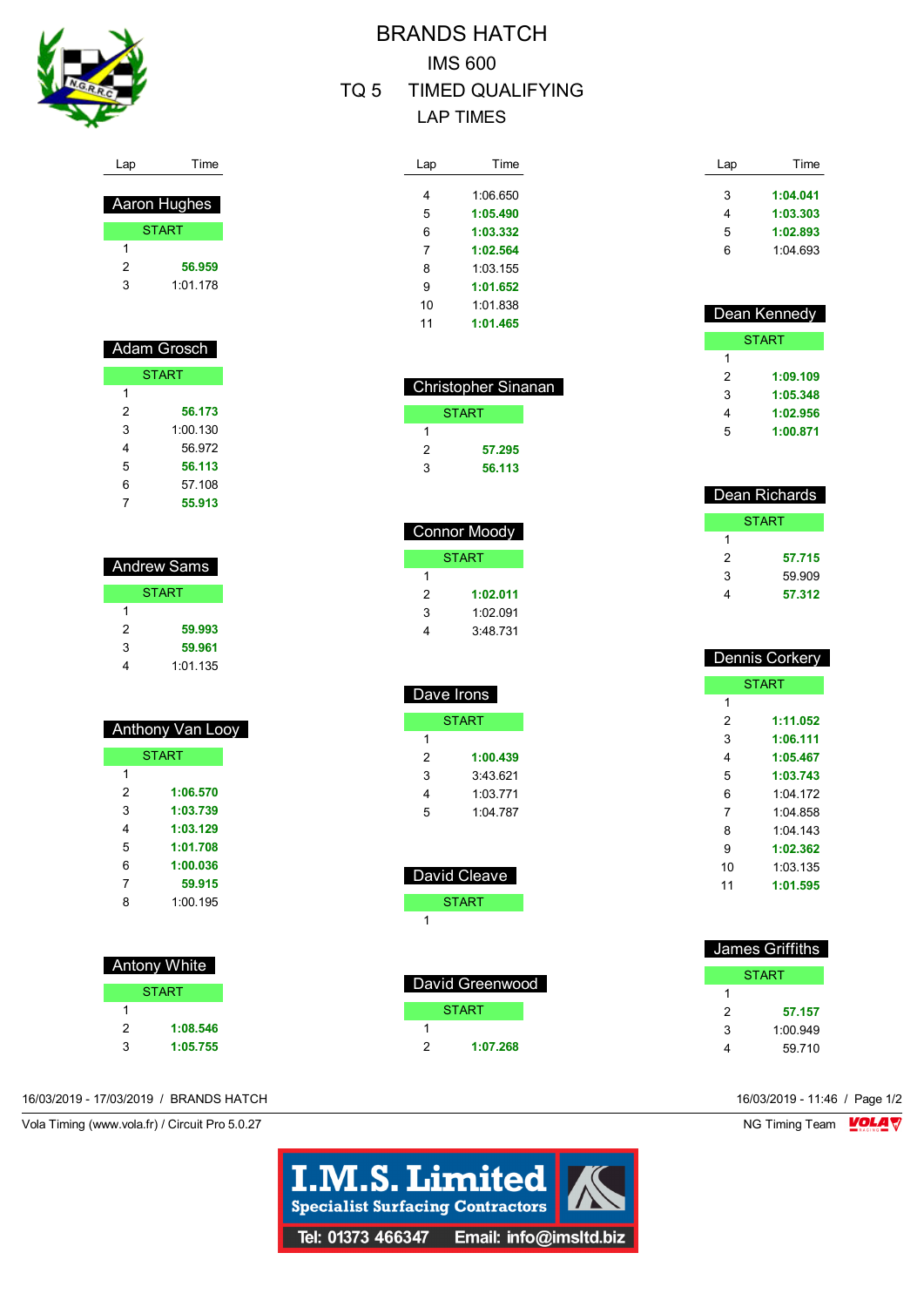# BRANDS HATCH

## IMS 600

## TQ 5 TIMED QUALIFYING

## LAP TIMES

### Aaron Hughes

| Lap | Time |
|---|---|
| START | |
| 1 | |
| 2 | **56.959** |
| 3 | 1:01.178 |

### Adam Grosch

| Lap | Time |
|---|---|
| START | |
| 1 | |
| 2 | **56.173** |
| 3 | 1:00.130 |
| 4 | 56.972 |
| 5 | **56.113** |
| 6 | 57.108 |
| 7 | **55.913** |

### Andrew Sams

| Lap | Time |
|---|---|
| START | |
| 1 | |
| 2 | **59.993** |
| 3 | **59.961** |
| 4 | 1:01.135 |

### Anthony Van Looy

| Lap | Time |
|---|---|
| START | |
| 1 | |
| 2 | **1:06.570** |
| 3 | **1:03.739** |
| 4 | **1:03.129** |
| 5 | **1:01.708** |
| 6 | **1:00.036** |
| 7 | **59.915** |
| 8 | 1:00.195 |

### Antony White

| Lap | Time |
|---|---|
| START | |
| 1 | |
| 2 | **1:08.546** |
| 3 | **1:05.755** |
| 4 | 1:06.650 |
| 5 | **1:05.490** |
| 6 | **1:03.332** |
| 7 | **1:02.564** |
| 8 | 1:03.155 |
| 9 | **1:01.652** |
| 10 | 1:01.838 |
| 11 | **1:01.465** |

### Christopher Sinanan

| Lap | Time |
|---|---|
| START | |
| 1 | |
| 2 | **57.295** |
| 3 | **56.113** |

### Connor Moody

| Lap | Time |
|---|---|
| START | |
| 1 | |
| 2 | **1:02.011** |
| 3 | 1:02.091 |
| 4 | 3:48.731 |

### Dave Irons

| Lap | Time |
|---|---|
| START | |
| 1 | |
| 2 | **1:00.439** |
| 3 | 3:43.621 |
| 4 | 1:03.771 |
| 5 | 1:04.787 |

### David Cleave

| Lap | Time |
|---|---|
| START | |
| 1 | |

### David Greenwood

| Lap | Time |
|---|---|
| START | |
| 1 | |
| 2 | **1:07.268** |
| 3 | **1:04.041** |
| 4 | **1:03.303** |
| 5 | **1:02.893** |
| 6 | 1:04.693 |

### Dean Kennedy

| Lap | Time |
|---|---|
| START | |
| 1 | |
| 2 | **1:09.109** |
| 3 | **1:05.348** |
| 4 | **1:02.956** |
| 5 | **1:00.871** |

### Dean Richards

| Lap | Time |
|---|---|
| START | |
| 1 | |
| 2 | **57.715** |
| 3 | 59.909 |
| 4 | **57.312** |

### Dennis Corkery

| Lap | Time |
|---|---|
| START | |
| 1 | |
| 2 | **1:11.052** |
| 3 | **1:06.111** |
| 4 | **1:05.467** |
| 5 | **1:03.743** |
| 6 | 1:04.172 |
| 7 | 1:04.858 |
| 8 | 1:04.143 |
| 9 | **1:02.362** |
| 10 | 1:03.135 |
| 11 | **1:01.595** |

### James Griffiths

| Lap | Time |
|---|---|
| START | |
| 1 | |
| 2 | **57.157** |
| 3 | 1:00.949 |
| 4 | 59.710 |

16/03/2019 - 17/03/2019 / BRANDS HATCH

16/03/2019 - 11:46 / Page 1/2

Vola Timing (www.vola.fr) / Circuit Pro 5.0.27

NG Timing Team

**I.M.S. Limited**
**Specialist Surfacing Contractors**
Tel: 01373 466347 Email: info@imsltd.biz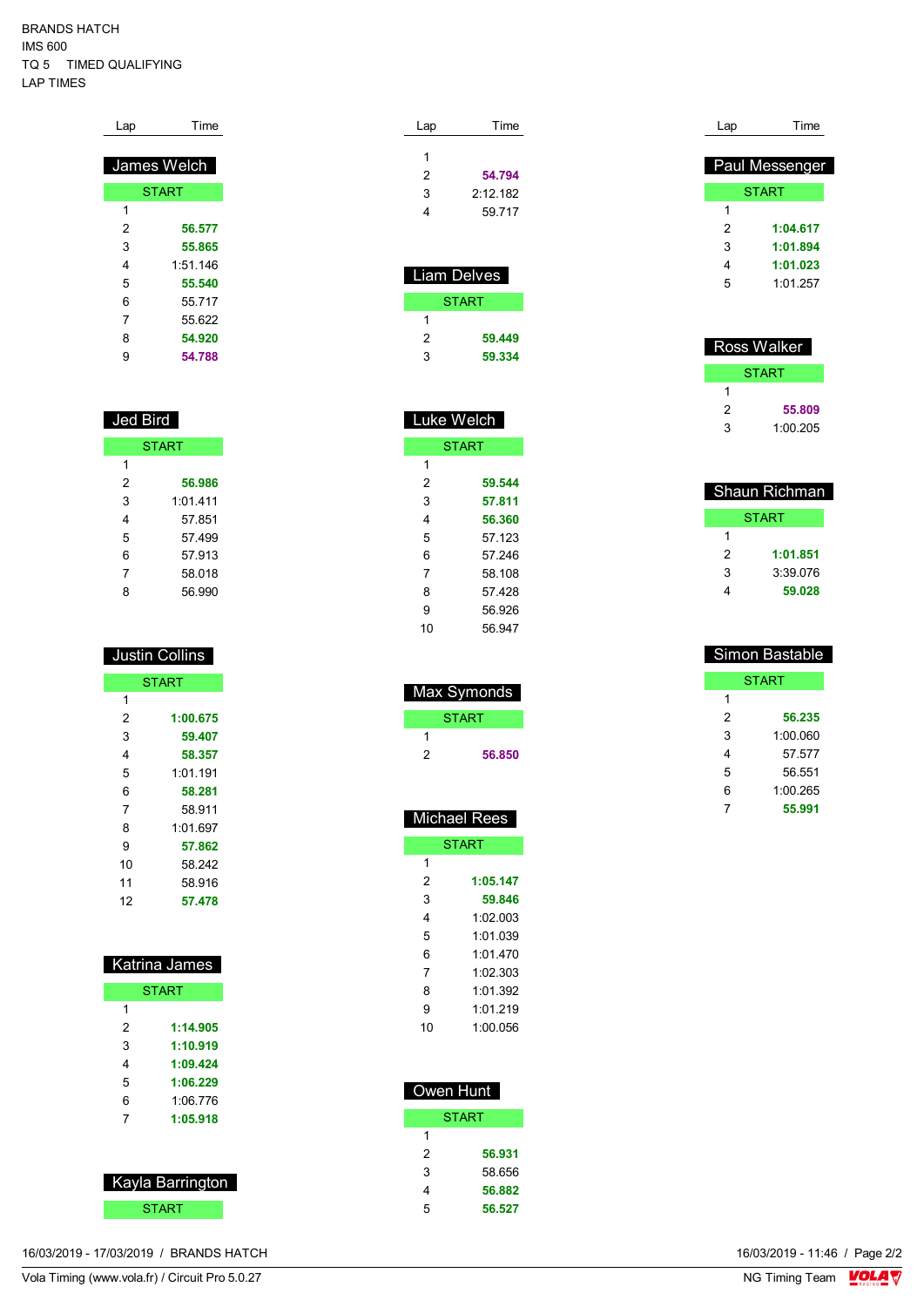BRANDS HATCH
IMS 600
TQ 5 TIMED QUALIFYING
LAP TIMES

## James Welch

| Lap | Time |
|---|---|
| START | |
| 1 | |
| 2 | **56.577** |
| 3 | **55.865** |
| 4 | 1:51.146 |
| 5 | **55.540** |
| 6 | 55.717 |
| 7 | 55.622 |
| 8 | **54.920** |
| 9 | **54.788** |

## Jed Bird

| Lap | Time |
|---|---|
| START | |
| 1 | |
| 2 | **56.986** |
| 3 | 1:01.411 |
| 4 | 57.851 |
| 5 | 57.499 |
| 6 | 57.913 |
| 7 | 58.018 |
| 8 | 56.990 |

## Justin Collins

| Lap | Time |
|---|---|
| START | |
| 1 | |
| 2 | **1:00.675** |
| 3 | **59.407** |
| 4 | **58.357** |
| 5 | 1:01.191 |
| 6 | **58.281** |
| 7 | 58.911 |
| 8 | 1:01.697 |
| 9 | **57.862** |
| 10 | 58.242 |
| 11 | 58.916 |
| 12 | **57.478** |

## Katrina James

| Lap | Time |
|---|---|
| START | |
| 1 | |
| 2 | **1:14.905** |
| 3 | **1:10.919** |
| 4 | **1:09.424** |
| 5 | **1:06.229** |
| 6 | 1:06.776 |
| 7 | **1:05.918** |

## Kayla Barrington

| Lap | Time |
|---|---|
| START | |
| 1 | |
| 2 | **54.794** |
| 3 | 2:12.182 |
| 4 | 59.717 |

## Liam Delves

| Lap | Time |
|---|---|
| START | |
| 1 | |
| 2 | **59.449** |
| 3 | **59.334** |

## Luke Welch

| Lap | Time |
|---|---|
| START | |
| 1 | |
| 2 | **59.544** |
| 3 | **57.811** |
| 4 | **56.360** |
| 5 | 57.123 |
| 6 | 57.246 |
| 7 | 58.108 |
| 8 | 57.428 |
| 9 | 56.926 |
| 10 | 56.947 |

## Max Symonds

| Lap | Time |
|---|---|
| START | |
| 1 | |
| 2 | **56.850** |

## Michael Rees

| Lap | Time |
|---|---|
| START | |
| 1 | |
| 2 | **1:05.147** |
| 3 | **59.846** |
| 4 | 1:02.003 |
| 5 | 1:01.039 |
| 6 | 1:01.470 |
| 7 | 1:02.303 |
| 8 | 1:01.392 |
| 9 | 1:01.219 |
| 10 | 1:00.056 |

## Owen Hunt

| Lap | Time |
|---|---|
| START | |
| 1 | |
| 2 | **56.931** |
| 3 | 58.656 |
| 4 | **56.882** |
| 5 | **56.527** |

## Paul Messenger

| Lap | Time |
|---|---|
| START | |
| 1 | |
| 2 | **1:04.617** |
| 3 | **1:01.894** |
| 4 | **1:01.023** |
| 5 | 1:01.257 |

## Ross Walker

| Lap | Time |
|---|---|
| START | |
| 1 | |
| 2 | **55.809** |
| 3 | 1:00.205 |

## Shaun Richman

| Lap | Time |
|---|---|
| START | |
| 1 | |
| 2 | **1:01.851** |
| 3 | 3:39.076 |
| 4 | **59.028** |

## Simon Bastable

| Lap | Time |
|---|---|
| START | |
| 1 | |
| 2 | **56.235** |
| 3 | 1:00.060 |
| 4 | 57.577 |
| 5 | 56.551 |
| 6 | 1:00.265 |
| 7 | **55.991** |

16/03/2019 - 17/03/2019 / BRANDS HATCH
16/03/2019 - 11:46

Vola Timing (www.vola.fr) / Circuit Pro 5.0.27
NG Timing Team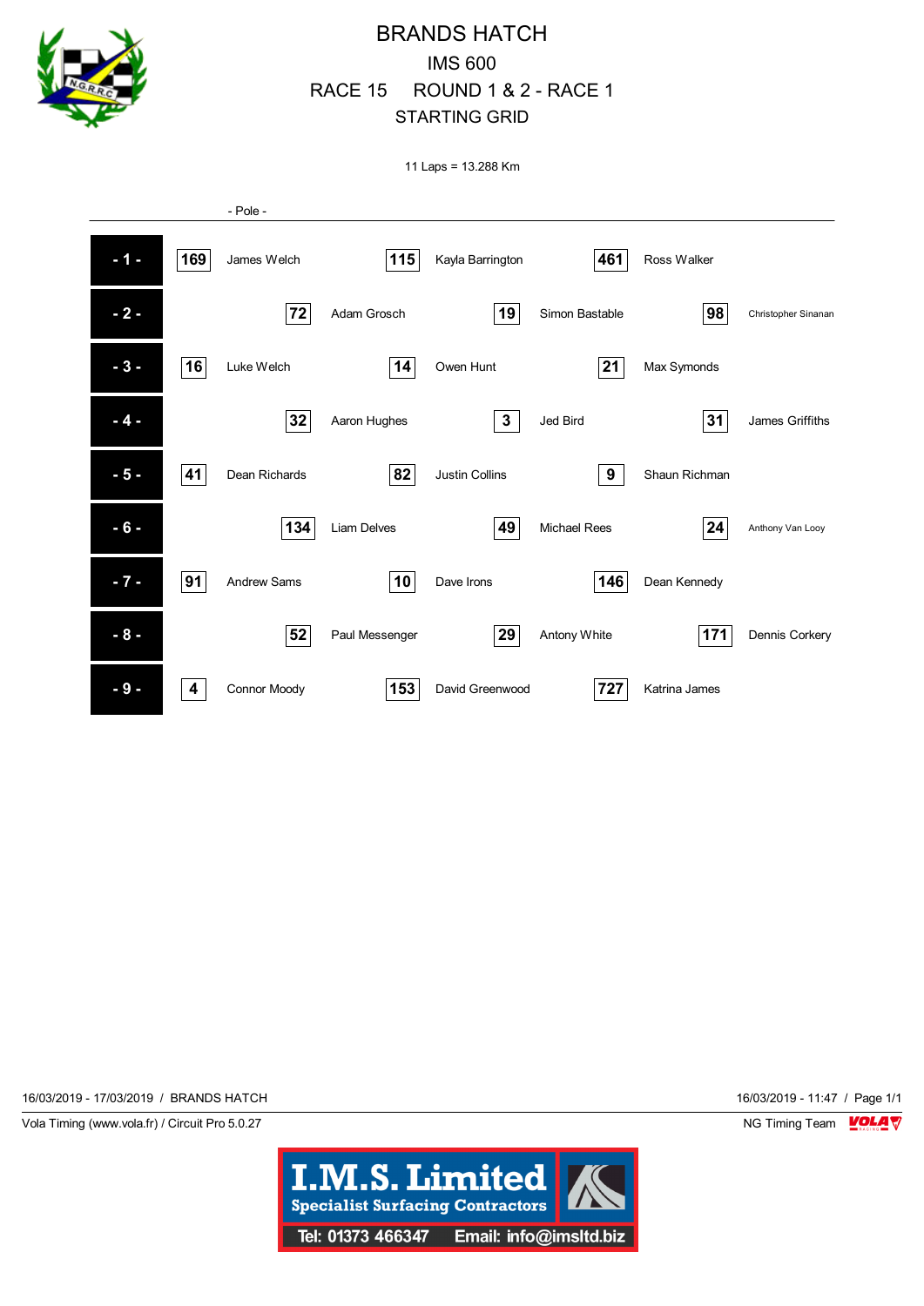# BRANDS HATCH

## IMS 600

## RACE 15 ROUND 1 & 2 - RACE 1

## STARTING GRID

11 Laps = 13.288 Km

- Pole -

| Row | No. | Rider | No. | Rider | No. | Rider |
|---|---|---|---|---|---|---|
| - 1 - | 169 | James Welch | 115 | Kayla Barrington | 461 | Ross Walker |
| - 2 - | 72 | Adam Grosch | 19 | Simon Bastable | 98 | Christopher Sinanan |
| - 3 - | 16 | Luke Welch | 14 | Owen Hunt | 21 | Max Symonds |
| - 4 - | 32 | Aaron Hughes | 3 | Jed Bird | 31 | James Griffiths |
| - 5 - | 41 | Dean Richards | 82 | Justin Collins | 9 | Shaun Richman |
| - 6 - | 134 | Liam Delves | 49 | Michael Rees | 24 | Anthony Van Looy |
| - 7 - | 91 | Andrew Sams | 10 | Dave Irons | 146 | Dean Kennedy |
| - 8 - | 52 | Paul Messenger | 29 | Antony White | 171 | Dennis Corkery |
| - 9 - | 4 | Connor Moody | 153 | David Greenwood | 727 | Katrina James |

16/03/2019 - 17/03/2019 / BRANDS HATCH

16/03/2019 - 11:47

Vola Timing (www.vola.fr) / Circuit Pro 5.0.27

NG Timing Team

I.M.S. Limited
Specialist Surfacing Contractors
Tel: 01373 466347 Email: info@imsltd.biz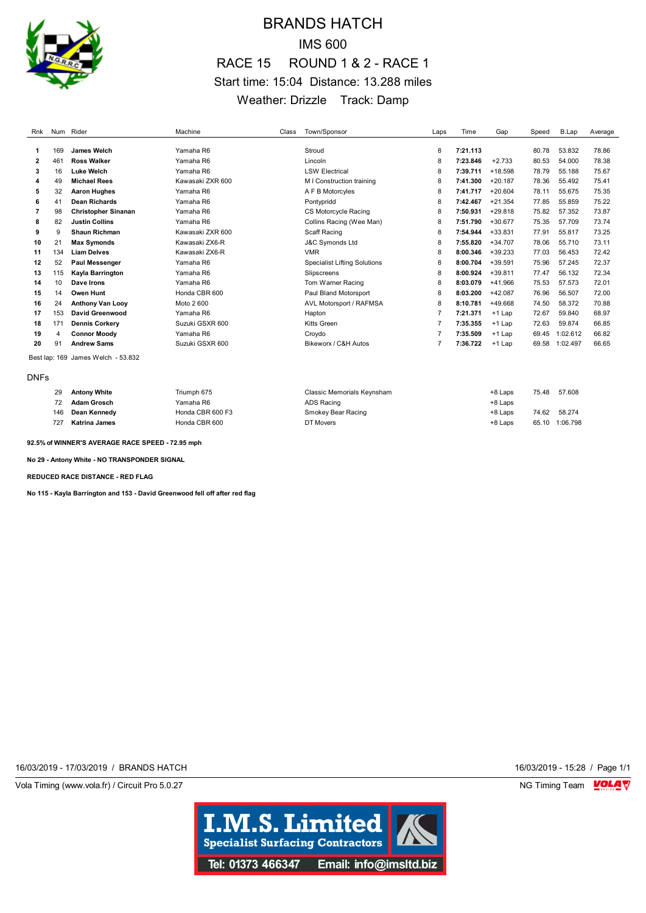# BRANDS HATCH

## IMS 600

## RACE 15 ROUND 1 & 2 - RACE 1

Start time: 15:04 Distance: 13.288 miles

Weather: Drizzle Track: Damp

| Rnk | Num | Rider | Machine | Class | Town/Sponsor | Laps | Time | Gap | Speed | B.Lap | Average |
|---|---|---|---|---|---|---|---|---|---|---|---|
| 1 | 169 | **James Welch** | Yamaha R6 | | Stroud | 8 | **7:21.113** | | 80.78 | 53.832 | 78.86 |
| 2 | 461 | **Ross Walker** | Yamaha R6 | | Lincoln | 8 | **7:23.846** | +2.733 | 80.53 | 54.000 | 78.38 |
| 3 | 16 | **Luke Welch** | Yamaha R6 | | LSW Electrical | 8 | **7:39.711** | +18.598 | 78.79 | 55.188 | 75.67 |
| 4 | 49 | **Michael Rees** | Kawasaki ZXR 600 | | M I Construction training | 8 | **7:41.300** | +20.187 | 78.36 | 55.492 | 75.41 |
| 5 | 32 | **Aaron Hughes** | Yamaha R6 | | A F B Motorcyles | 8 | **7:41.717** | +20.604 | 78.11 | 55.675 | 75.35 |
| 6 | 41 | **Dean Richards** | Yamaha R6 | | Pontypridd | 8 | **7:42.467** | +21.354 | 77.85 | 55.859 | 75.22 |
| 7 | 98 | **Christopher Sinanan** | Yamaha R6 | | CS Motorcycle Racing | 8 | **7:50.931** | +29.818 | 75.82 | 57.352 | 73.87 |
| 8 | 82 | **Justin Collins** | Yamaha R6 | | Collins Racing (Wee Man) | 8 | **7:51.790** | +30.677 | 75.35 | 57.709 | 73.74 |
| 9 | 9 | **Shaun Richman** | Kawasaki ZXR 600 | | Scaff Racing | 8 | **7:54.944** | +33.831 | 77.91 | 55.817 | 73.25 |
| 10 | 21 | **Max Symonds** | Kawasaki ZX6-R | | J&C Symonds Ltd | 8 | **7:55.820** | +34.707 | 78.06 | 55.710 | 73.11 |
| 11 | 134 | **Liam Delves** | Kawasaki ZX6-R | | VMR | 8 | **8:00.346** | +39.233 | 77.03 | 56.453 | 72.42 |
| 12 | 52 | **Paul Messenger** | Yamaha R6 | | Specialist Lifting Solutions | 8 | **8:00.704** | +39.591 | 75.96 | 57.245 | 72.37 |
| 13 | 115 | **Kayla Barrington** | Yamaha R6 | | Slipscreens | 8 | **8:00.924** | +39.811 | 77.47 | 56.132 | 72.34 |
| 14 | 10 | **Dave Irons** | Yamaha R6 | | Tom Warner Racing | 8 | **8:03.079** | +41.966 | 75.53 | 57.573 | 72.01 |
| 15 | 14 | **Owen Hunt** | Honda CBR 600 | | Paul Bland Motorsport | 8 | **8:03.200** | +42.087 | 76.96 | 56.507 | 72.00 |
| 16 | 24 | **Anthony Van Looy** | Moto 2 600 | | AVL Motorsport / RAFMSA | 8 | **8:10.781** | +49.668 | 74.50 | 58.372 | 70.88 |
| 17 | 153 | **David Greenwood** | Yamaha R6 | | Hapton | 7 | **7:21.371** | +1 Lap | 72.67 | 59.840 | 68.97 |
| 18 | 171 | **Dennis Corkery** | Suzuki GSXR 600 | | Kitts Green | 7 | **7:35.355** | +1 Lap | 72.63 | 59.874 | 66.85 |
| 19 | 4 | **Connor Moody** | Yamaha R6 | | Croydo | 7 | **7:35.509** | +1 Lap | 69.45 | 1:02.612 | 66.82 |
| 20 | 91 | **Andrew Sams** | Suzuki GSXR 600 | | Bikeworx / C&H Autos | 7 | **7:36.722** | +1 Lap | 69.58 | 1:02.497 | 66.65 |

Best lap: 169 James Welch - 53.832

DNFs

| Rnk | Num | Rider | Machine | Class | Town/Sponsor | Laps | Time | Gap | Speed | B.Lap | Average |
|---|---|---|---|---|---|---|---|---|---|---|---|
| | 29 | **Antony White** | Triumph 675 | | Classic Memorials Keynsham | | | +8 Laps | 75.48 | 57.608 | |
| | 72 | **Adam Grosch** | Yamaha R6 | | ADS Racing | | | +8 Laps | | | |
| | 146 | **Dean Kennedy** | Honda CBR 600 F3 | | Smokey Bear Racing | | | +8 Laps | 74.62 | 58.274 | |
| | 727 | **Katrina James** | Honda CBR 600 | | DT Movers | | | +8 Laps | 65.10 | 1:06.798 | |

**92.5% of WINNER'S AVERAGE RACE SPEED - 72.95 mph**

**No 29 - Antony White - NO TRANSPONDER SIGNAL**

**REDUCED RACE DISTANCE - RED FLAG**

**No 115 - Kayla Barrington and 153 - David Greenwood fell off after red flag**

16/03/2019 - 17/03/2019 / BRANDS HATCH — 16/03/2019 - 15:28

Vola Timing (www.vola.fr) / Circuit Pro 5.0.27 — NG Timing Team

I.M.S. Limited
Specialist Surfacing Contractors
Tel: 01373 466347 Email: info@imsltd.biz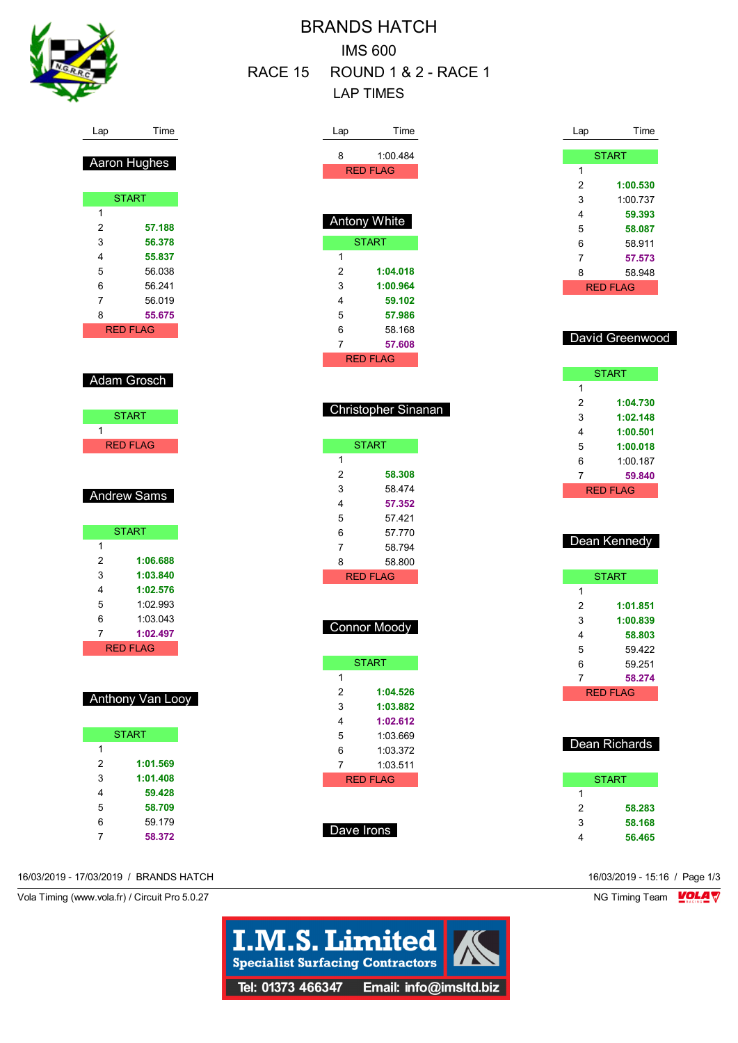# BRANDS HATCH

## IMS 600

## RACE 15 ROUND 1 & 2 - RACE 1

## LAP TIMES

### Aaron Hughes

| Lap | Time |
|---|---|
| START | |
| 1 | |
| 2 | 57.188 |
| 3 | 56.378 |
| 4 | 55.837 |
| 5 | 56.038 |
| 6 | 56.241 |
| 7 | 56.019 |
| 8 | 55.675 |
| RED FLAG | |

### Adam Grosch

| Lap | Time |
|---|---|
| START | |
| 1 | |
| RED FLAG | |

### Andrew Sams

| Lap | Time |
|---|---|
| START | |
| 1 | |
| 2 | 1:06.688 |
| 3 | 1:03.840 |
| 4 | 1:02.576 |
| 5 | 1:02.993 |
| 6 | 1:03.043 |
| 7 | 1:02.497 |
| RED FLAG | |

### Anthony Van Looy

| Lap | Time |
|---|---|
| START | |
| 1 | |
| 2 | 1:01.569 |
| 3 | 1:01.408 |
| 4 | 59.428 |
| 5 | 58.709 |
| 6 | 59.179 |
| 7 | 58.372 |
| 8 | 1:00.484 |
| RED FLAG | |

### Antony White

| Lap | Time |
|---|---|
| START | |
| 1 | |
| 2 | 1:04.018 |
| 3 | 1:00.964 |
| 4 | 59.102 |
| 5 | 57.986 |
| 6 | 58.168 |
| 7 | 57.608 |
| RED FLAG | |

### Christopher Sinanan

| Lap | Time |
|---|---|
| START | |
| 1 | |
| 2 | 58.308 |
| 3 | 58.474 |
| 4 | 57.352 |
| 5 | 57.421 |
| 6 | 57.770 |
| 7 | 58.794 |
| 8 | 58.800 |
| RED FLAG | |

### Connor Moody

| Lap | Time |
|---|---|
| START | |
| 1 | |
| 2 | 1:04.526 |
| 3 | 1:03.882 |
| 4 | 1:02.612 |
| 5 | 1:03.669 |
| 6 | 1:03.372 |
| 7 | 1:03.511 |
| RED FLAG | |

### Dave Irons

| Lap | Time |
|---|---|
| START | |
| 1 | |
| 2 | 1:00.530 |
| 3 | 1:00.737 |
| 4 | 59.393 |
| 5 | 58.087 |
| 6 | 58.911 |
| 7 | 57.573 |
| 8 | 58.948 |
| RED FLAG | |

### David Greenwood

| Lap | Time |
|---|---|
| START | |
| 1 | |
| 2 | 1:04.730 |
| 3 | 1:02.148 |
| 4 | 1:00.501 |
| 5 | 1:00.018 |
| 6 | 1:00.187 |
| 7 | 59.840 |
| RED FLAG | |

### Dean Kennedy

| Lap | Time |
|---|---|
| START | |
| 1 | |
| 2 | 1:01.851 |
| 3 | 1:00.839 |
| 4 | 58.803 |
| 5 | 59.422 |
| 6 | 59.251 |
| 7 | 58.274 |
| RED FLAG | |

### Dean Richards

| Lap | Time |
|---|---|
| START | |
| 1 | |
| 2 | 58.283 |
| 3 | 58.168 |
| 4 | 56.465 |

16/03/2019 - 17/03/2019 / BRANDS HATCH

16/03/2019 - 15:16

Vola Timing (www.vola.fr) / Circuit Pro 5.0.27

NG Timing Team

I.M.S. Limited
Specialist Surfacing Contractors
Tel: 01373 466347 Email: info@imsltd.biz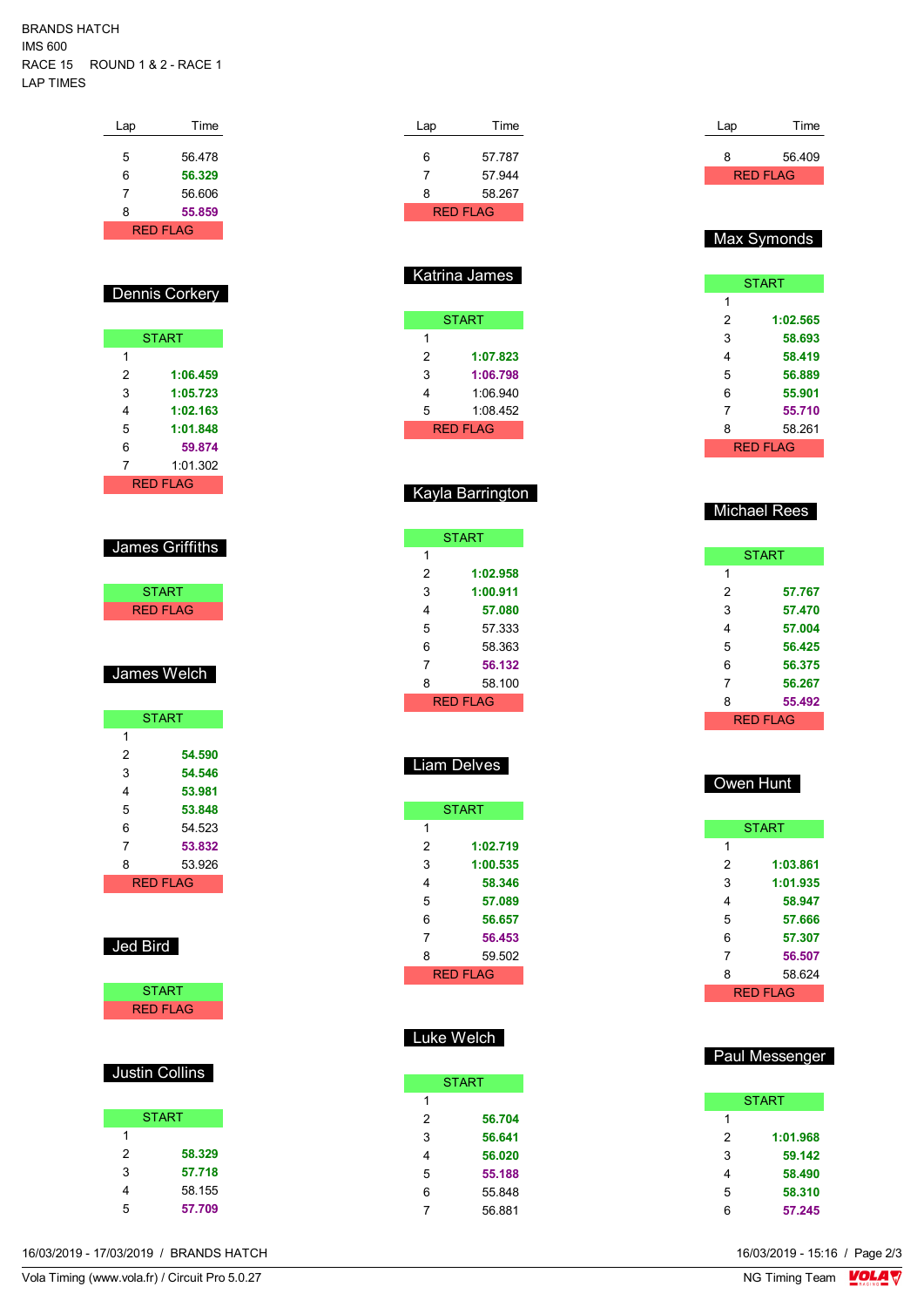BRANDS HATCH
IMS 600
RACE 15 ROUND 1 & 2 - RACE 1
LAP TIMES

| Lap | Time |
|---|---|
| 5 | 56.478 |
| 6 | **56.329** |
| 7 | 56.606 |
| 8 | **55.859** |
| RED FLAG | |

## Dennis Corkery

| Lap | Time |
|---|---|
| START | |
| 1 | |
| 2 | **1:06.459** |
| 3 | **1:05.723** |
| 4 | **1:02.163** |
| 5 | **1:01.848** |
| 6 | **59.874** |
| 7 | 1:01.302 |
| RED FLAG | |

## James Griffiths

| Lap | Time |
|---|---|
| START | |
| RED FLAG | |

## James Welch

| Lap | Time |
|---|---|
| START | |
| 1 | |
| 2 | **54.590** |
| 3 | **54.546** |
| 4 | **53.981** |
| 5 | **53.848** |
| 6 | 54.523 |
| 7 | **53.832** |
| 8 | 53.926 |
| RED FLAG | |

## Jed Bird

| Lap | Time |
|---|---|
| START | |
| RED FLAG | |

## Justin Collins

| Lap | Time |
|---|---|
| START | |
| 1 | |
| 2 | **58.329** |
| 3 | **57.718** |
| 4 | 58.155 |
| 5 | **57.709** |

| Lap | Time |
|---|---|
| 6 | 57.787 |
| 7 | 57.944 |
| 8 | 58.267 |
| RED FLAG | |

## Katrina James

| Lap | Time |
|---|---|
| START | |
| 1 | |
| 2 | **1:07.823** |
| 3 | **1:06.798** |
| 4 | 1:06.940 |
| 5 | 1:08.452 |
| RED FLAG | |

## Kayla Barrington

| Lap | Time |
|---|---|
| START | |
| 1 | |
| 2 | **1:02.958** |
| 3 | **1:00.911** |
| 4 | **57.080** |
| 5 | 57.333 |
| 6 | 58.363 |
| 7 | **56.132** |
| 8 | 58.100 |
| RED FLAG | |

## Liam Delves

| Lap | Time |
|---|---|
| START | |
| 1 | |
| 2 | **1:02.719** |
| 3 | **1:00.535** |
| 4 | **58.346** |
| 5 | **57.089** |
| 6 | **56.657** |
| 7 | **56.453** |
| 8 | 59.502 |
| RED FLAG | |

## Luke Welch

| Lap | Time |
|---|---|
| START | |
| 1 | |
| 2 | **56.704** |
| 3 | **56.641** |
| 4 | **56.020** |
| 5 | **55.188** |
| 6 | 55.848 |
| 7 | 56.881 |

| Lap | Time |
|---|---|
| 8 | 56.409 |
| RED FLAG | |

## Max Symonds

| Lap | Time |
|---|---|
| START | |
| 1 | |
| 2 | **1:02.565** |
| 3 | **58.693** |
| 4 | **58.419** |
| 5 | **56.889** |
| 6 | **55.901** |
| 7 | **55.710** |
| 8 | 58.261 |
| RED FLAG | |

## Michael Rees

| Lap | Time |
|---|---|
| START | |
| 1 | |
| 2 | **57.767** |
| 3 | **57.470** |
| 4 | **57.004** |
| 5 | **56.425** |
| 6 | **56.375** |
| 7 | **56.267** |
| 8 | **55.492** |
| RED FLAG | |

## Owen Hunt

| Lap | Time |
|---|---|
| START | |
| 1 | |
| 2 | **1:03.861** |
| 3 | **1:01.935** |
| 4 | **58.947** |
| 5 | **57.666** |
| 6 | **57.307** |
| 7 | **56.507** |
| 8 | 58.624 |
| RED FLAG | |

## Paul Messenger

| Lap | Time |
|---|---|
| START | |
| 1 | |
| 2 | **1:01.968** |
| 3 | **59.142** |
| 4 | **58.490** |
| 5 | **58.310** |
| 6 | **57.245** |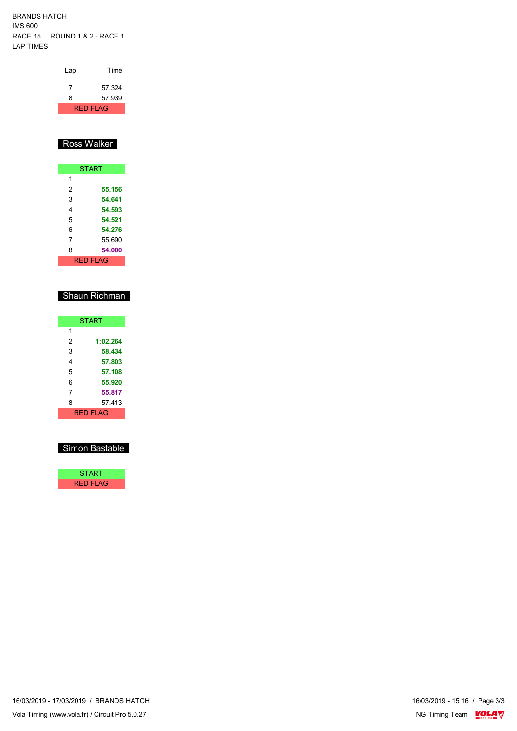BRANDS HATCH
IMS 600
RACE 15 ROUND 1 & 2 - RACE 1
LAP TIMES

| Lap | Time |
|---|---|
| 7 | 57.324 |
| 8 | 57.939 |
| RED FLAG | |

## Ross Walker

| Lap | Time |
|---|---|
| START | |
| 1 | |
| 2 | **55.156** |
| 3 | **54.641** |
| 4 | **54.593** |
| 5 | **54.521** |
| 6 | **54.276** |
| 7 | 55.690 |
| 8 | **54.000** |
| RED FLAG | |

## Shaun Richman

| Lap | Time |
|---|---|
| START | |
| 1 | |
| 2 | **1:02.264** |
| 3 | **58.434** |
| 4 | **57.803** |
| 5 | **57.108** |
| 6 | **55.920** |
| 7 | **55.817** |
| 8 | 57.413 |
| RED FLAG | |

## Simon Bastable

| Lap | Time |
|---|---|
| START | |
| RED FLAG | |

16/03/2019 - 17/03/2019 / BRANDS HATCH
16/03/2019 - 15:16
Vola Timing (www.vola.fr) / Circuit Pro 5.0.27
NG Timing Team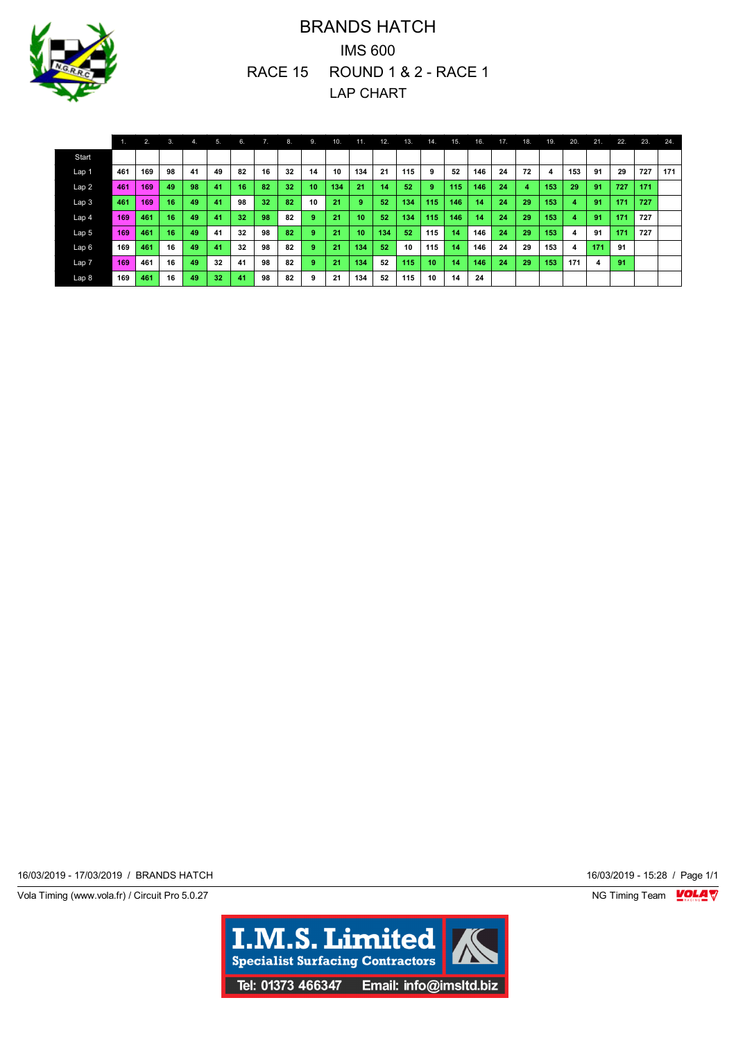# BRANDS HATCH

## IMS 600

## RACE 15 ROUND 1 & 2 - RACE 1

## LAP CHART

| | 1. | 2. | 3. | 4. | 5. | 6. | 7. | 8. | 9. | 10. | 11. | 12. | 13. | 14. | 15. | 16. | 17. | 18. | 19. | 20. | 21. | 22. | 23. | 24. |
|---|---|---|---|---|---|---|---|---|---|---|---|---|---|---|---|---|---|---|---|---|---|---|---|---|
| Start | | | | | | | | | | | | | | | | | | | | | | | | |
| Lap 1 | 461 | 169 | 98 | 41 | 49 | 82 | 16 | 32 | 14 | 10 | 134 | 21 | 115 | 9 | 52 | 146 | 24 | 72 | 4 | 153 | 91 | 29 | 727 | 171 |
| Lap 2 | 461 | 169 | 49 | 98 | 41 | 16 | 82 | 32 | 10 | 134 | 21 | 14 | 52 | 9 | 115 | 146 | 24 | 4 | 153 | 29 | 91 | 727 | 171 | |
| Lap 3 | 461 | 169 | 16 | 49 | 41 | 98 | 32 | 82 | 10 | 21 | 9 | 52 | 134 | 115 | 146 | 14 | 24 | 29 | 153 | 4 | 91 | 171 | 727 | |
| Lap 4 | 169 | 461 | 16 | 49 | 41 | 32 | 98 | 82 | 9 | 21 | 10 | 52 | 134 | 115 | 146 | 14 | 24 | 29 | 153 | 4 | 91 | 171 | 727 | |
| Lap 5 | 169 | 461 | 16 | 49 | 41 | 32 | 98 | 82 | 9 | 21 | 10 | 134 | 52 | 115 | 14 | 146 | 24 | 29 | 153 | 4 | 91 | 171 | 727 | |
| Lap 6 | 169 | 461 | 16 | 49 | 41 | 32 | 98 | 82 | 9 | 21 | 134 | 52 | 10 | 115 | 14 | 146 | 24 | 29 | 153 | 4 | 171 | 91 | | |
| Lap 7 | 169 | 461 | 16 | 49 | 32 | 41 | 98 | 82 | 9 | 21 | 134 | 52 | 115 | 10 | 14 | 146 | 24 | 29 | 153 | 171 | 4 | 91 | | |
| Lap 8 | 169 | 461 | 16 | 49 | 32 | 41 | 98 | 82 | 9 | 21 | 134 | 52 | 115 | 10 | 14 | 24 | | | | | | | | |

16/03/2019 - 17/03/2019 / BRANDS HATCH

16/03/2019 - 15:28

Vola Timing (www.vola.fr) / Circuit Pro 5.0.27

NG Timing Team

I.M.S. Limited
Specialist Surfacing Contractors
Tel: 01373 466347 Email: info@imsltd.biz